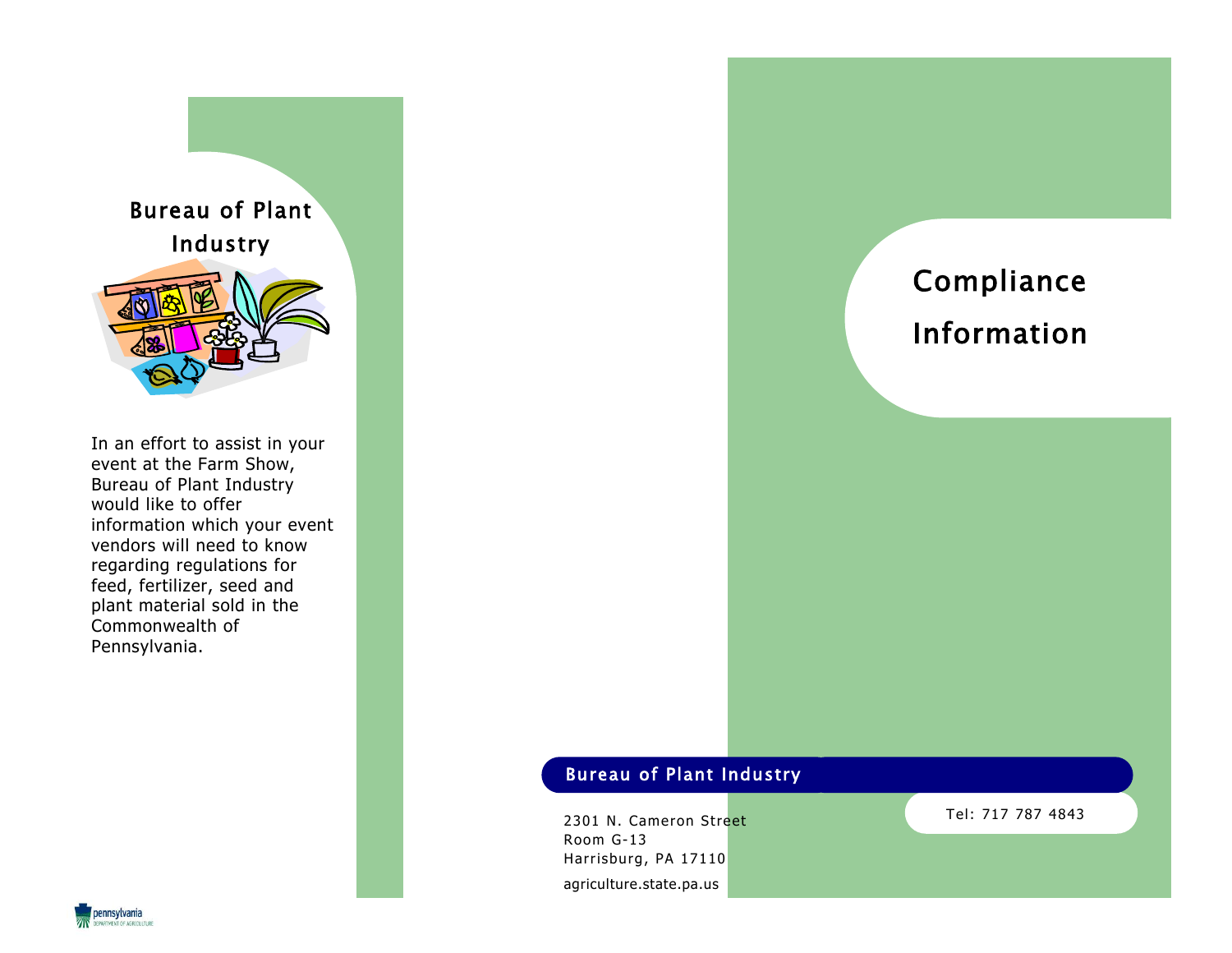## Bureau of Plant Industry

In an effort to assist in your event at the Farm Show, Bureau of Plant Industry would like to offer information which your event vendors will need to know regarding regulations for feed, fertilizer, seed and plant material sold in the Commonwealth of Pennsylvania.

# Compliance Information

**Bureau of Plant Industry**

2301 N. Cameron Street
Room G-13
Harrisburg, PA 17110

agriculture.state.pa.us

Tel: 717 787 4843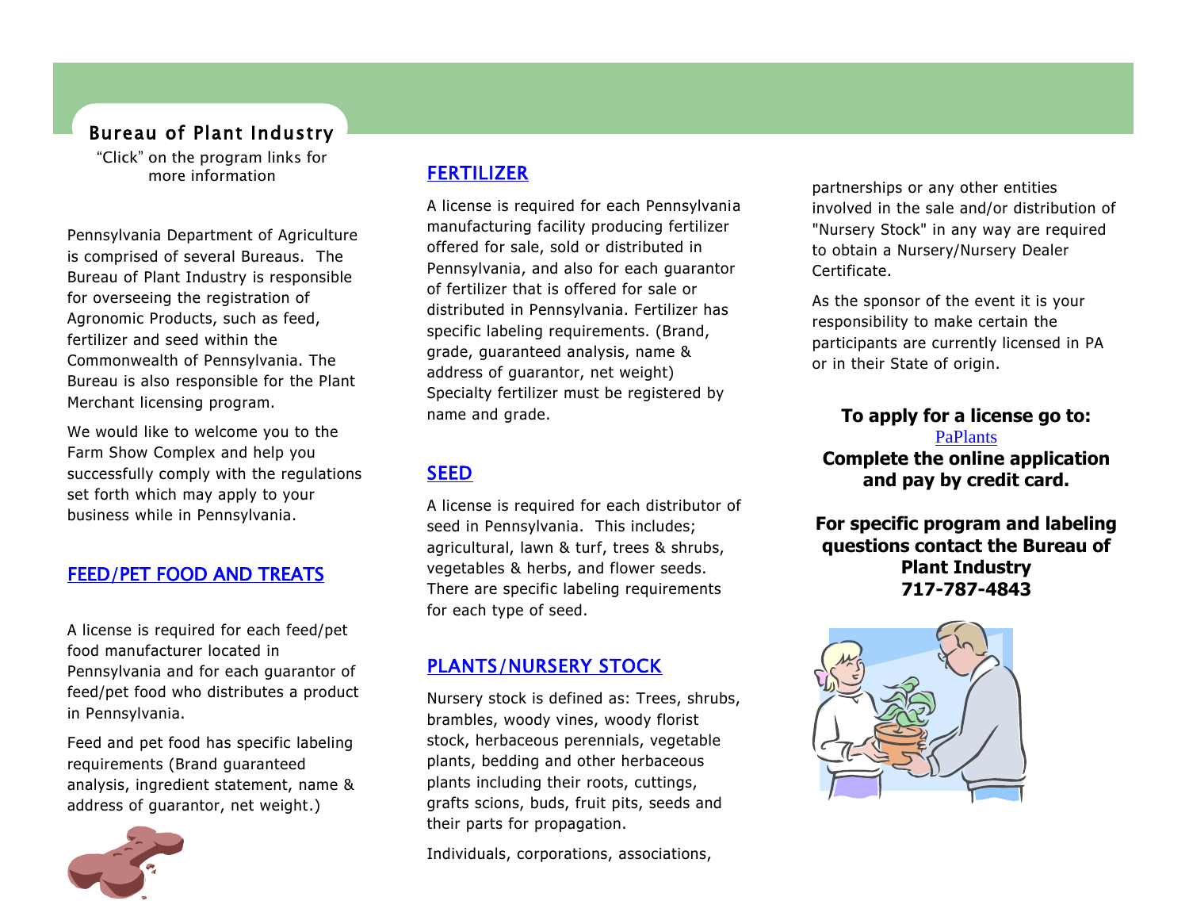## Bureau of Plant Industry

"Click" on the program links for more information

Pennsylvania Department of Agriculture is comprised of several Bureaus. The Bureau of Plant Industry is responsible for overseeing the registration of Agronomic Products, such as feed, fertilizer and seed within the Commonwealth of Pennsylvania. The Bureau is also responsible for the Plant Merchant licensing program.

We would like to welcome you to the Farm Show Complex and help you successfully comply with the regulations set forth which may apply to your business while in Pennsylvania.

### FEED/PET FOOD AND TREATS

A license is required for each feed/pet food manufacturer located in Pennsylvania and for each guarantor of feed/pet food who distributes a product in Pennsylvania.

Feed and pet food has specific labeling requirements (Brand guaranteed analysis, ingredient statement, name & address of guarantor, net weight.)

### FERTILIZER

A license is required for each Pennsylvania manufacturing facility producing fertilizer offered for sale, sold or distributed in Pennsylvania, and also for each guarantor of fertilizer that is offered for sale or distributed in Pennsylvania. Fertilizer has specific labeling requirements. (Brand, grade, guaranteed analysis, name & address of guarantor, net weight) Specialty fertilizer must be registered by name and grade.

### SEED

A license is required for each distributor of seed in Pennsylvania. This includes; agricultural, lawn & turf, trees & shrubs, vegetables & herbs, and flower seeds. There are specific labeling requirements for each type of seed.

### PLANTS/NURSERY STOCK

Nursery stock is defined as: Trees, shrubs, brambles, woody vines, woody florist stock, herbaceous perennials, vegetable plants, bedding and other herbaceous plants including their roots, cuttings, grafts scions, buds, fruit pits, seeds and their parts for propagation.

Individuals, corporations, associations, partnerships or any other entities involved in the sale and/or distribution of "Nursery Stock" in any way are required to obtain a Nursery/Nursery Dealer Certificate.

As the sponsor of the event it is your responsibility to make certain the participants are currently licensed in PA or in their State of origin.

**To apply for a license go to:**
PaPlants
**Complete the online application and pay by credit card.**

**For specific program and labeling questions contact the Bureau of Plant Industry**
**717-787-4843**